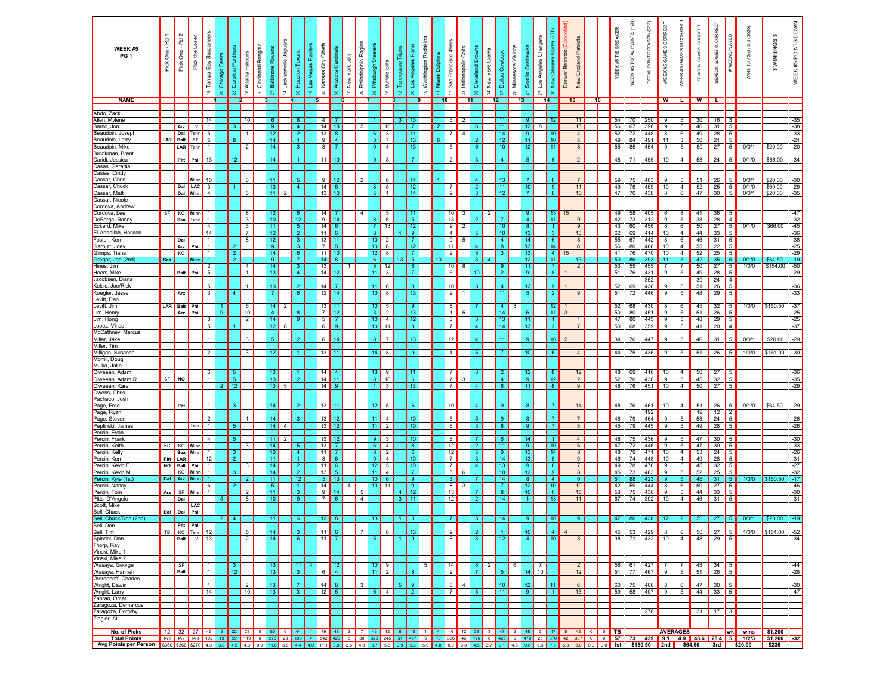| NAME | Pick One - Rd 1 | Pick One - Rd 2 | Pick the Loser | 19 Tampa Bay Buccaneers | 20 Chicago Bears | 23 Carolina Panthers | 16 Atlanta Falcons | 3 Cincinnati Bengals | 27 Baltimore Ravens | 14 Jacksonville Jaguars | 30 Houston Texans | 40 Las Vegas Raiders | 32 Kansas City Chiefs | 30 Arizona Cardinals | 10 New York Jets | 29 Philadelphia Eagles | 38 Pittsburgh Steelers | 16 Buffalo Bills | 42 Tennessee Titans | 30 Los Angeles Rams | 10 Washington Redskins | 43 Miami Dolphins | 17 San Francisco 49ers | 23 Indianapolis Colts | 32 Cleveland Browns | 34 New York Giants | 37 Dallas Cowboys | 26 Minnesota Vikings | 27 Seattle Seahawks | 27 Los Angeles Chargers | 30 New Orleans Saints (OT) | Denver Broncos (Cancelled) | New England Patriots | | | WEEK #5 TIE BREAKER | WEEK #5 TOTAL POINTS (120) | TOTAL POINTS SEASON (633) | WEEK #5 GAMES CORRECT | WEEK #5 GAMES INCORRECT | SEASON GAMES CORRECT | SEASON GAMES INCORRECT | # WEEKS PLAYED | WINS 1st / 2nd / 3rd (2020) | $ WINNINGS $ | WEEK #5 POINTS DOWN |
|---|---|---|---|---|---|---|---|---|---|---|---|---|---|---|---|---|---|---|---|---|---|---|---|---|---|---|---|---|---|---|---|---|---|---|---|---|---|---|---|---|---|---|---|---|---|---|
| | | | | 1 | | 2 | | 3 | | 4 | | 5 | | 6 | | 7 | | 8 | | 9 | | 10 | | 11 | | 12 | | 13 | | 14 | | 15 | | 16 | | | | | W | L | W | L | | | | |
| Abdo, Zack | | | | | | | | | | | | | | | | | | | | | | | | | | | | | | | | | | | | | | | | | | | | | | |
| Allen, Mylene | | | | 14 | | | 10 | | 6 | | 8 | | 4 | 7 | | | 1 | | 3 | 13 | | | 5 | 2 | | | 11 | | 9 | | 12 | | 11 | | | 54 | 70 | 250 | 9 | 5 | 30 | 16 | 3 | | | -35 |
| Barno, Jon | | Arz | LV | 1 | | 3 | | | 9 | | 4 | | 14 | 13 | | 5 | | 10 | | 7 | | 2 | | | 6 | | 11 | | 12 | 8 | | | 15 | | | 56 | 67 | 396 | 9 | 5 | 46 | 31 | 5 | | | -38 |
| Beaudoin, Joseph | | Dal | Tenn | 5 | | | 1 | | 12 | | 2 | | 13 | 8 | | | 6 | 3 | | 11 | | | 7 | 4 | | | 14 | | 9 | | 10 | | 4 | | | 52 | 72 | 448 | 8 | 6 | 49 | 28 | 5 | | | -33 |
| Beaudoin, Larry | LAR | Balt | SF | 5 | | 8 | | | 14 | | 1 | | 9 | 4 | | | 3 | 7 | | 13 | | 6 | | | 2 | | 12 | | 11 | | 10 | | 5 | | | 49 | 84 | 491 | 11 | 3 | 56 | 21 | 5 | | | -21 |
| Beaudoin, Mike | | LAR | Tenn | 1 | | | 2 | | 14 | | 3 | | 8 | 7 | | | 9 | 4 | | 13 | | | 5 | | 6 | | 10 | | 12 | | 11 | | 8 | | | 55 | 85 | 454 | 9 | 5 | 50 | 27 | 5 | 0/0/1 | $20.00 | -20 |
| Brookman, Brent | | | | | | | | | | | | | | | | | | | | | | | | | | | | | | | | | | | | | | | | | | | | | | |
| Caridi, Jessica | | Pitt | Phil | 13 | | 12 | | | 14 | | 1 | | 11 | 10 | | | 9 | 8 | | 7 | | | 2 | | 3 | | 4 | | 5 | | 6 | | 2 | | | 48 | 71 | 455 | 10 | 4 | 53 | 24 | 5 | 0/1/0 | $66.00 | -34 |
| Casas, Geratia | | | | | | | | | | | | | | | | | | | | | | | | | | | | | | | | | | | | | | | | | | | | | | |
| Casas, Cindy | | | | | | | | | | | | | | | | | | | | | | | | | | | | | | | | | | | | | | | | | | | | | | |
| Cassar, Chris | | | Minn | 10 | | | 3 | | 11 | | 5 | | 9 | 12 | | 2 | | 6 | | 14 | | 1 | | | 4 | | 13 | | 7 | | 8 | | 7 | | | 59 | 75 | 463 | 9 | 5 | 51 | 26 | 5 | 0/0/1 | $20.00 | -30 |
| Cassar, Chuck | | Dal | LAC | 3 | | 1 | | | 13 | | 4 | | 14 | 6 | | | 8 | 5 | | 12 | | | 7 | | 2 | | 11 | | 10 | | 9 | | 11 | | | 49 | 76 | 459 | 10 | 4 | 52 | 25 | 5 | 0/1/0 | $69.00 | -29 |
| Cassar, Matt | | Dal | Minn | 4 | | | 6 | | 11 | 2 | | | 13 | 10 | | | 5 | 1 | | 14 | | | 9 | | 3 | | 12 | | 7 | | 8 | | 10 | | | 47 | 70 | 438 | 8 | 6 | 47 | 30 | 5 | 0/0/1 | $20.00 | -35 |
| Cassar, Nicole | | | | | | | | | | | | | | | | | | | | | | | | | | | | | | | | | | | | | | | | | | | | | | |
| Cordova, Andrew | | | | | | | | | | | | | | | | | | | | | | | | | | | | | | | | | | | | | | | | | | | | | | |
| Cordova, Lee | SF | KC | Minn | 1 | | | 8 | | 12 | | 6 | | 14 | 7 | | 4 | | 5 | | 11 | | | 10 | 3 | | 2 | | | 9 | | 13 | 15 | | | | 49 | 58 | 405 | 6 | 8 | 41 | 36 | 5 | | | -47 |
| DeForge, Randy | | Sea | Tenn | 1 | | | 3 | | 10 | | 12 | | 9 | 14 | | | 8 | 6 | | 5 | | | 13 | | 2 | | 7 | | 4 | | 11 | | 9 | | | 42 | 73 | 312 | 9 | 5 | 33 | 28 | 4 | | | -32 |
| Eckerd, Mike | | | | 4 | | | 3 | | 11 | | 5 | | 14 | 6 | | | 7 | 13 | | 12 | | | 9 | 2 | | | 10 | | 8 | | 1 | | 9 | | | 43 | 60 | 456 | 8 | 6 | 50 | 27 | 5 | 0/1/0 | $66.00 | -45 |
| El-Abdallah, Hassan | | | | 14 | | | 7 | | 12 | | 2 | | 11 | 6 | | | 8 | | 1 | 9 | | | 4 | | 5 | | 10 | | 13 | | 3 | | 13 | | | 62 | 69 | 414 | 10 | 4 | 44 | 33 | 5 | | | -36 |
| Foster, Ken | | Dal | | 1 | | | 8 | | 12 | | 3 | | 13 | 11 | | | 10 | 2 | | 7 | | | 9 | 5 | | | 4 | | 14 | | 6 | | 8 | | | 55 | 67 | 442 | 8 | 6 | 46 | 31 | 5 | | | -38 |
| Garbutt, Joey | | Arz | Phil | 1 | | 2 | | | 9 | | 3 | | 7 | 5 | | | 10 | 6 | | 12 | | | 11 | | 4 | | 8 | | 13 | | 14 | | 6 | | | 56 | 80 | 486 | 10 | 4 | 55 | 22 | 5 | | | -25 |
| Glimps, Tiana | | KC | | 1 | | 2 | | | 14 | | 6 | | 11 | 10 | | | 12 | 8 | | 7 | | | 9 | | 5 | | 3 | | 13 | | 4 | 15 | | | | 47 | 76 | 470 | 10 | 4 | 52 | 25 | 5 | | | -25 |
| Gregor, Joe (2nd) | Sea | | Minn | 1 | | 2 | | | 9 | | 7 | | 14 | 8 | | | 6 | | 13 | 5 | | 10 | | | 3 | 4 | | | 12 | | 11 | | 13 | | | 50 | 86 | 393 | 11 | 3 | 42 | 35 | 5 | 0/1/0 | $64.50 | -19 |
| Hines, Jim | | | | 2 | | | 4 | | 14 | | 3 | | 13 | | 1 | | 5 | 12 | | 6 | | | 10 | 8 | | | 9 | | 11 | | 7 | | 2 | | | 53 | 55 | 455 | 7 | 7 | 50 | 27 | 5 | 1/0/0 | $154.00 | -50 |
| Hoerr, Mike | | Balt | Phil | 5 | | | 1 | | 13 | | 4 | | 14 | 12 | | | 11 | 3 | | 7 | | | 6 | | 10 | | 2 | | 9 | | 8 | 1 | | | | 51 | 76 | 431 | 9 | 5 | 49 | 28 | 5 | | | -29 |
| Jacobsen, Diana | | | | | | | | | | | | | | | | | | | | | | | | | | | | | | | | | | | | | | 352 | | | 39 | 24 | 4 | | | |
| Kelsic, Joe/Rick | | | | 5 | | | 1 | | 13 | | 2 | | 14 | 7 | | | 11 | 6 | | 8 | | | 10 | | 3 | | 4 | | 12 | | 9 | 1 | | | | 52 | 69 | 436 | 9 | 5 | 51 | 26 | 5 | | | -36 |
| Koegler, Jesse | | Arz | | 3 | | 4 | | | 7 | | 6 | | 12 | 14 | | | 10 | 8 | | 13 | | | 9 | 1 | | | 11 | | 5 | | 2 | | 9 | | | 51 | 72 | 446 | 9 | 5 | 48 | 29 | 5 | | | -33 |
| Levitt, Dan | | | | | | | | | | | | | | | | | | | | | | | | | | | | | | | | | | | | | | | | | | | | | | |
| Levitt, Jim | LAR | Balt | Phil | | 1 | | 6 | | 14 | 2 | | | 13 | 11 | | | 10 | 5 | | 9 | | | 8 | | 7 | | 4 | 3 | | | 12 | 1 | | | | 52 | 68 | 430 | 8 | 6 | 45 | 32 | 5 | 1/0/0 | $150.50 | -37 |
| Lim, Henry | | Arz | Phil | | 9 | | 10 | | 4 | | 8 | | 7 | 12 | | | 3 | 2 | | 13 | | | 1 | 5 | | | 14 | | 6 | | 11 | 3 | | | | 50 | 80 | 451 | 9 | 5 | 51 | 26 | 5 | | | -25 |
| Lim, Hong | | | | 8 | | | 2 | | 14 | | 9 | | 5 | 7 | | | 10 | 4 | | 12 | | | 6 | | 3 | | 13 | | 11 | | 1 | | 1 | | | 47 | 80 | 445 | 9 | 5 | 48 | 29 | 5 | | | -25 |
| Lopez, Vince | | | | 5 | | 1 | | | 12 | 8 | | | 6 | 9 | | | 10 | 11 | | 3 | | | 7 | | 4 | | 14 | | 13 | | 2 | | 7 | | | 50 | 68 | 359 | 9 | 5 | 41 | 20 | 4 | | | -37 |
| McCathney, Marcus | | | | | | | | | | | | | | | | | | | | | | | | | | | | | | | | | | | | | | | | | | | | | | |
| Miller, Jake | | | | 1 | | | 3 | | 5 | | 2 | | 6 | 14 | | | 8 | 7 | | 13 | | | 12 | | 4 | | 11 | | 9 | | 10 | 2 | | | | 34 | 76 | 447 | 9 | 5 | 46 | 31 | 5 | 0/0/1 | $20.00 | -29 |
| Miller, Tim | | | | | | | | | | | | | | | | | | | | | | | | | | | | | | | | | | | | | | | | | | | | | | |
| Milligan, Susanne | | | | 2 | | | 3 | | 12 | | 1 | | 13 | 11 | | | 14 | 8 | | 9 | | | 4 | | 5 | | 7 | | 10 | | 6 | | 4 | | | 44 | 75 | 436 | 9 | 5 | 51 | 26 | 5 | 1/0/0 | $161.00 | -30 |
| Morrill, Doug | | | | | | | | | | | | | | | | | | | | | | | | | | | | | | | | | | | | | | | | | | | | | | |
| Mulka, Jake | | | | | | | | | | | | | | | | | | | | | | | | | | | | | | | | | | | | | | | | | | | | | | |
| Olweean, Adam | | | | 6 | | 5 | | | 10 | | 1 | | 14 | 4 | | | 13 | 9 | | 11 | | | 7 | | 3 | | 2 | | 14 | | 8 | | 12 | | | 48 | 69 | 416 | 10 | 4 | 50 | 27 | 5 | | | -36 |
| Olweean, Adam R | SF | NO | | 1 | | 5 | | | 13 | | 2 | | 14 | 11 | | | 8 | 10 | | 6 | | | 7 | 3 | | | 4 | | 9 | | 12 | | 2 | | | 52 | 70 | 438 | 9 | 5 | 45 | 32 | 5 | | | -35 |
| Olweean, Karen | | | | | 2 | 12 | | | 10 | 5 | | | 14 | 9 | | | 1 | 3 | | 13 | | | 7 | | 4 | | 6 | | 11 | | 8 | | 9 | | | 48 | 76 | 451 | 10 | 4 | 50 | 27 | 5 | | | -29 |
| Owens, Chris | | | | | | | | | | | | | | | | | | | | | | | | | | | | | | | | | | | | | | | | | | | | | | |
| Pacheco, Josh | | | | | | | | | | | | | | | | | | | | | | | | | | | | | | | | | | | | | | | | | | | | | | |
| Page, Fred | | Pitt | | 1 | | 3 | | | 14 | | 2 | | 13 | 11 | | | 12 | 5 | | 6 | | | 10 | | 4 | | 9 | | 8 | | 7 | | 14 | | | 48 | 76 | 461 | 10 | 4 | 51 | 26 | 5 | 0/1/0 | $64.50 | -29 |
| Page, Ryan | | | | | | | | | | | | | | | | | | | | | | | | | | | | | | | | | | | | | | 192 | | | 19 | 12 | 2 | | | |
| Page, Steven | | | | 2 | | | 1 | | 14 | | 3 | | 13 | 12 | | | 11 | 4 | | 10 | | | 6 | | 5 | | 9 | | 8 | | 7 | | 7 | | | 48 | 79 | 464 | 9 | 5 | 53 | 24 | 5 | | | -26 |
| Peplinski, James | | | Tenn | 1 | | 5 | | | 14 | 4 | | | 13 | 12 | | | 11 | 2 | | 10 | | | 6 | | 3 | | 8 | | 9 | | 7 | | 5 | | | 45 | 79 | 445 | 9 | 5 | 49 | 28 | 5 | | | -26 |
| Percin, Evan | | | | | | | | | | | | | | | | | | | | | | | | | | | | | | | | | | | | | | | | | | | | | | |
| Percin, Frank | | | | 4 | | 5 | | | 11 | 2 | | | 13 | 12 | | | 9 | 3 | | 10 | | | 8 | | 7 | | 6 | | 14 | | 1 | | 4 | | | 48 | 75 | 436 | 9 | 5 | 47 | 30 | 5 | | | -30 |
| Percin, Keith | KC | KC | Minn | 1 | | | 3 | | 14 | | 5 | | 13 | 7 | | | 6 | 4 | | 8 | | | 12 | | 2 | | 11 | | 9 | | 10 | | 6 | | | 47 | 72 | 446 | 9 | 5 | 47 | 30 | 5 | | | -33 |
| Percin, Kelly | | Sea | Minn | 1 | | 3 | | | 10 | | 4 | | 11 | 7 | | | 8 | 2 | | 6 | | | 12 | | 5 | | 9 | | 13 | | 14 | | 8 | | | 48 | 79 | 471 | 10 | 4 | 53 | 24 | 5 | | | -26 |
| Percin, Ken | Pitt | LAR | | 12 | | 2 | | | 11 | | 1 | | 8 | 6 | | | 9 | 4 | | 10 | | | 7 | | 3 | | 14 | | 13 | | 5 | | 9 | | | 46 | 74 | 440 | 10 | 4 | 49 | 28 | 5 | | | -31 |
| Percin, Kevin F | NO | Balt | Phil | 1 | | | 3 | | 14 | | 2 | | 11 | 6 | | | 12 | 5 | | 10 | | | 7 | | 4 | | 13 | | 9 | | 8 | | 7 | | | 49 | 78 | 470 | 9 | 5 | 45 | 32 | 5 | | | -27 |
| Percin, Kevin M | | KC | Minn | 1 | | 3 | | | 12 | | 2 | | 13 | 5 | | | 11 | 4 | | 7 | | | 8 | 6 | | | 10 | | 12 | | 9 | | 8 | | | 45 | 73 | 463 | 9 | 5 | 52 | 25 | 5 | | | -32 |
| Percin, Kyle (1st) | Dal | Arz | Minn | 1 | | | 2 | | 11 | | 12 | | 5 | 13 | | | 10 | 6 | | 9 | | | 3 | | 7 | | 14 | | 8 | | 4 | | 6 | | | 51 | 88 | 423 | 9 | 5 | 46 | 31 | 5 | 1/0/0 | $150.50 | -17 |
| Percin, Nancy | | | | 6 | | 2 | | | 5 | | 1 | | 14 | | 4 | | 13 | 11 | | 9 | | | 8 | 3 | | | 7 | | 12 | | 10 | | 10 | | | 42 | 59 | 444 | 8 | 6 | 50 | 27 | 5 | | | -46 |
| Percin, Tom | Arz | SF | Minn | 1 | | | 2 | | 11 | | 3 | | 9 | 14 | | 5 | | | 4 | 12 | | | 13 | | 7 | | 8 | | 10 | | 6 | | 15 | | | 53 | 75 | 436 | 9 | 5 | 44 | 33 | 5 | | | -30 |
| Pitts, D'Angelo | | Dal | | | 5 | | 8 | | 10 | | 9 | | 7 | 6 | | 4 | | | 3 | 11 | | | 12 | | 2 | | 14 | | 1 | | 13 | | 11 | | | 67 | 74 | 392 | 10 | 4 | 46 | 31 | 5 | | | -31 |
| Scott, Mike | | | LAC | | | | | | | | | | | | | | | | | | | | | | | | | | | | | | | | | | | | | | | | | | | |
| Sell, Chuck | Dal | Dal | Phil | | | | | | | | | | | | | | | | | | | | | | | | | | | | | | | | | | | | | | | | | | | |
| Sell, Chuck/Don (2nd) | | | | | 2 | 4 | | | 11 | | 6 | | 12 | 8 | | | 13 | | 1 | 3 | | | 7 | | 5 | | 14 | | 9 | | 10 | | 9 | | | 47 | 86 | 438 | 12 | 2 | 50 | 27 | 5 | 0/0/1 | $20.00 | -19 |
| Sell, Don | | Pitt | Phil | | | | | | | | | | | | | | | | | | | | | | | | | | | | | | | | | | | | | | | | | | | |
| Sell, Tim | TB | KC | Tenn | 12 | | | 5 | | 14 | | 3 | | 11 | 6 | | 7 | | 8 | | 13 | | | 9 | | 2 | | 1 | | 10 | | 4 | 4 | | | | 45 | 53 | 429 | 8 | 6 | 50 | 27 | 5 | 1/0/0 | $154.00 | -52 |
| Spindel, Dan | | Balt | LV | 13 | | | 2 | | 14 | | 6 | | 11 | 7 | | | 5 | | 1 | 9 | | | 8 | | 3 | | 12 | | 4 | | 10 | | 8 | | | 38 | 71 | 432 | 10 | 4 | 48 | 29 | 5 | | | -34 |
| Thorp, Ray | | | | | | | | | | | | | | | | | | | | | | | | | | | | | | | | | | | | | | | | | | | | | | |
| Vinski, Mike 1 | | | | | | | | | | | | | | | | | | | | | | | | | | | | | | | | | | | | | | | | | | | | | | |
| Vinski, Mike 2 | | | | | | | | | | | | | | | | | | | | | | | | | | | | | | | | | | | | | | | | | | | | | | |
| Wasaya, George | | SF | | 1 | | 3 | | | 13 | | 11 | 4 | | 12 | | | 10 | 9 | | | 5 | | 14 | | 8 | 2 | | 6 | | 7 | | | 2 | | | 58 | 61 | 427 | 7 | 7 | 43 | 34 | 5 | | | -44 |
| Wasaya, Hanneh | | Balt | | 1 | | 12 | | | 13 | | 3 | | 6 | 4 | | | 11 | 2 | | 8 | | | 9 | | 7 | | 5 | | 14 | 10 | | | 12 | | | 51 | 77 | 467 | 9 | 5 | 51 | 26 | 5 | | | -28 |
| Werdehoff, Charles | | | | | | | | | | | | | | | | | | | | | | | | | | | | | | | | | | | | | | | | | | | | | | |
| Wright, Dawin | | | | 1 | | | 2 | | 13 | | 7 | | 14 | 8 | | 3 | | | 5 | 9 | | | 6 | 4 | | | 10 | | 12 | | 11 | | 6 | | | 60 | 75 | 406 | 8 | 6 | 47 | 30 | 5 | | | -30 |
| Wright, Larry | | | | 14 | | | 10 | | 13 | | 3 | | 12 | 5 | | | 6 | 4 | | 2 | | | 7 | | 8 | | 11 | | 9 | | 1 | | 13 | | | 59 | 58 | 407 | 9 | 5 | 44 | 33 | 5 | | | -47 |
| Zahran, Omar | | | | | | | | | | | | | | | | | | | | | | | | | | | | | | | | | | | | | | | | | | | | | | |
| Zaragoza, Demarcus | | | | | | | | | | | | | | | | | | | | | | | | | | | | | | | | | | | | | | | | | | | | | | |
| Zaragoza, Dorothy | | | | | | | | | | | | | | | | | | | | | | | | | | | | | | | | | | | | | | 276 | | | 31 | 17 | 3 | | | |
| Ziegler, Al | | | | | | | | | | | | | | | | | | | | | | | | | | | | | | | | | | | | | | | | | | | | | | |
| **No. of Picks** | 12 | 32 | 27 | 45 | 5 | 22 | 28 | 0 | 50 | 6 | 44 | 1 | 49 | 48 | 2 | 7 | 43 | 42 | 8 | 49 | 1 | 4 | 46 | 12 | 38 | 3 | 47 | 2 | 48 | 3 | 47 | 8 | 42 | 0 | 0 | TB | | | AVERAGES | | | | wk | wins | $1,200 | |
| **Total Points** | Pot | Pot | Pot | 192 | 19 | 99 | 119 | 0 | 578 | 23 | 193 | 4 | 542 | 426 | 5 | 30 | 373 | 245 | 31 | 457 | 5 | 19 | 366 | 46 | 170 | 8 | 426 | 9 | 470 | 25 | 370 | 42 | 337 | 0 | 0 | 57 | 73 | 439 | 9.1 | 4.9 | 48.6 | 28.4 | 5 | 1/2/3 | $1,200 | -32 |
| **Avg Points per Person** | $360 | $360 | $270 | 4.3 | 3.8 | 4.5 | 4.3 | 0.0 | 11.6 | 3.8 | 4.4 | 4.0 | 11.1 | 8.9 | 2.5 | 4.3 | 8.7 | 5.8 | 3.9 | 9.3 | 5.0 | 4.8 | 8.0 | 3.8 | 4.5 | 2.7 | 9.1 | 4.5 | 9.8 | 8.3 | 7.9 | 5.3 | 8.0 | 0.0 | 0.0 | 1st | $150.50 | | 2nd | | $64.50 | 3rd | | $20.00 | $235 | |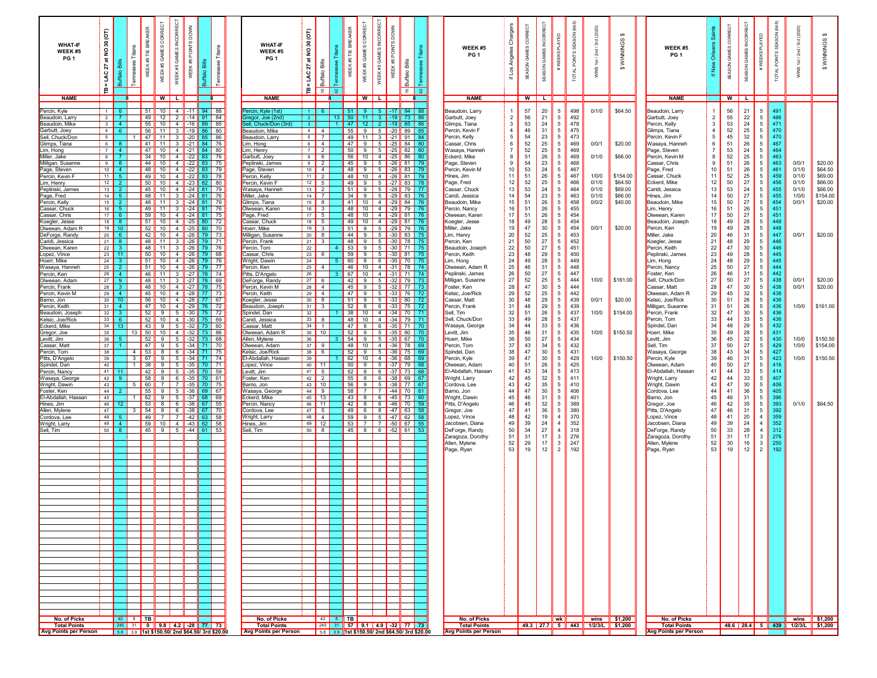**WHAT-IF WEEK #5 PG 1**

| NAME | TB = LAC 27 at NO 30 (OT) | Buffalo Bills | Tennessee Titans | WEEK #5 TIE BREAKER | WEEK #5 GAMES CORRECT | WEEK #5 GAMES INCORRECT | WEEK #5 POINTS DOWN | Buffalo Bills | Tennessee Titans |
|---|---|---|---|---|---|---|---|---|---|
| | | 8 | | | W | L | | | 8 |
| Percin, Kyle | 1 | 6 | | 51 | 10 | 4 | -11 | 94 | 88 |
| Beaudoin, Larry | 2 | 7 | | 49 | 12 | 2 | -14 | 91 | 84 |
| Beaudoin, Mike | 3 | 4 | | 55 | 10 | 4 | -16 | 89 | 85 |
| Garbutt, Joey | 4 | 6 | | 56 | 11 | 3 | -19 | 86 | 80 |
| Sell, Chuck/Don | 5 | | 1 | 47 | 11 | 3 | -20 | 85 | 86 |
| Glimps, Tiana | 6 | 8 | | 41 | 11 | 3 | -21 | 84 | 76 |
| Lim, Hong | 7 | 4 | | 47 | 10 | 4 | -21 | 84 | 80 |
| Miller, Jake | 8 | 7 | | 34 | 10 | 4 | -22 | 83 | 76 |
| Milligan, Susanne | 9 | 8 | | 44 | 10 | 4 | -22 | 83 | 75 |
| Page, Steven | 10 | 4 | | 48 | 10 | 4 | -22 | 83 | 79 |
| Percin, Kevin F | 11 | 5 | | 49 | 10 | 4 | -22 | 83 | 78 |
| Lim, Henry | 12 | 2 | | 50 | 10 | 4 | -23 | 82 | 80 |
| Peplinski, James | 13 | 2 | | 45 | 10 | 4 | -24 | 81 | 79 |
| Page, Fred | 14 | 5 | | 48 | 11 | 3 | -24 | 81 | 76 |
| Percin, Kelly | 15 | 2 | | 48 | 11 | 3 | -24 | 81 | 79 |
| Cassar, Chuck | 16 | 5 | | 49 | 11 | 3 | -24 | 81 | 76 |
| Cassar, Chris | 17 | 6 | | 59 | 10 | 4 | -24 | 81 | 75 |
| Koegler, Jesse | 18 | 8 | | 51 | 10 | 4 | -25 | 80 | 72 |
| Olweean, Adam R | 19 | 10 | | 52 | 10 | 4 | -25 | 80 | 70 |
| DeForge, Randy | 20 | 6 | | 42 | 10 | 4 | -26 | 79 | 73 |
| Caridi, Jessica | 21 | 8 | | 48 | 11 | 3 | -26 | 79 | 71 |
| Olweean, Karen | 22 | 3 | | 48 | 11 | 3 | -26 | 79 | 76 |
| Lopez, Vince | 23 | 11 | | 50 | 10 | 4 | -26 | 79 | 68 |
| Hoerr, Mike | 24 | 3 | | 51 | 10 | 4 | -26 | 79 | 76 |
| Wasaya, Hanneh | 25 | 2 | | 51 | 10 | 4 | -26 | 79 | 77 |
| Percin, Ken | 26 | 4 | | 46 | 11 | 3 | -27 | 78 | 74 |
| Olweean, Adam | 27 | 9 | | 48 | 11 | 3 | -27 | 78 | 69 |
| Percin, Frank | 28 | 3 | | 48 | 10 | 4 | -27 | 78 | 75 |
| Percin, Kevin M | 29 | 4 | | 45 | 10 | 4 | -28 | 77 | 73 |
| Barno, Jon | 30 | 10 | | 56 | 10 | 4 | -28 | 77 | 67 |
| Percin, Keith | 31 | 4 | | 47 | 10 | 4 | -29 | 76 | 72 |
| Beaudoin, Joseph | 32 | 3 | | 52 | 9 | 5 | -30 | 75 | 72 |
| Kelsic, Joe/Rick | 33 | 6 | | 52 | 10 | 4 | -30 | 75 | 69 |
| Eckerd, Mike | 34 | 13 | | 43 | 9 | 5 | -32 | 73 | 60 |
| Gregor, Joe | 35 | | 13 | 50 | 10 | 4 | -32 | 73 | 86 |
| Levitt, Jim | 36 | 5 | | 52 | 9 | 5 | -32 | 73 | 68 |
| Cassar, Matt | 37 | 1 | | 47 | 9 | 5 | -34 | 71 | 70 |
| Percin, Tom | 38 | | 4 | 53 | 8 | 6 | -34 | 71 | 75 |
| Pitts, D'Angelo | 39 | | 3 | 67 | 9 | 5 | -34 | 71 | 74 |
| Spindel, Dan | 40 | | 1 | 38 | 9 | 5 | -35 | 70 | 71 |
| Percin, Nancy | 41 | 11 | | 42 | 9 | 5 | -35 | 70 | 59 |
| Wasaya, George | 42 | 9 | | 58 | 8 | 6 | -35 | 70 | 61 |
| Wright, Dawin | 43 | | 5 | 60 | 7 | 7 | -35 | 70 | 75 |
| Foster, Ken | 44 | 2 | | 55 | 9 | 5 | -36 | 69 | 67 |
| El-Abdallah, Hassan | 45 | | 1 | 62 | 9 | 5 | -37 | 68 | 69 |
| Hines, Jim | 46 | 12 | | 53 | 8 | 6 | -38 | 67 | 55 |
| Allen, Mylene | 47 | | 3 | 54 | 8 | 6 | -38 | 67 | 70 |
| Cordova, Lee | 48 | 5 | | 49 | 7 | 7 | -42 | 63 | 58 |
| Wright, Larry | 49 | 4 | | 59 | 10 | 4 | -43 | 62 | 58 |
| Sell, Tim | 50 | 8 | | 45 | 9 | 5 | -44 | 61 | 53 |
| **No. of Picks** | | 42 | 8 | TB | | | | | |
| **Total Points** | | 245 | 31 | 0 | 9.8 | 4.2 | -28 | 77 | 73 |
| **Avg Points per Person** | | 5.8 | 3.9 | 1st $150.50/ 2nd $64.50/ 3rd $20.00 | | | | | |

**WHAT-IF WEEK #5 PG 1**

| NAME | TB = LAC 27 at NO 30 (OT) | Buffalo Bills (16) | Tennessee Titans (42) | WEEK #5 TIE BREAKER | WEEK #5 GAMES CORRECT | WEEK #5 GAMES INCORRECT | WEEK #5 POINTS DOWN | Buffalo Bills (16) | Tennessee Titans (42) |
|---|---|---|---|---|---|---|---|---|---|
| | | 8 | | | W | L | | | 8 |
| Percin, Kyle (1st) | 1 | 6 | | 51 | 9 | 5 | -17 | 94 | 88 |
| Gregor, Joe (2nd) | 2 | | 13 | 50 | 11 | 3 | -19 | 73 | 86 |
| Sell, Chuck/Don (3rd) | 3 | | 1 | 47 | 12 | 2 | -19 | 85 | 86 |
| Beaudoin, Mike | 4 | 4 | | 55 | 9 | 5 | -20 | 89 | 85 |
| Beaudoin, Larry | 5 | 7 | | 49 | 11 | 3 | -21 | 91 | 84 |
| Lim, Hong | 6 | 4 | | 47 | 9 | 5 | -25 | 84 | 80 |
| Lim, Henry | 7 | 2 | | 50 | 9 | 5 | -25 | 82 | 80 |
| Garbutt, Joey | 8 | 6 | | 56 | 10 | 4 | -25 | 86 | 80 |
| Peplinski, James | 9 | 2 | | 45 | 9 | 5 | -26 | 81 | 79 |
| Page, Steven | 10 | 4 | | 48 | 9 | 5 | -26 | 83 | 79 |
| Percin, Kelly | 11 | 2 | | 48 | 10 | 4 | -26 | 81 | 79 |
| Percin, Kevin F | 12 | 5 | | 49 | 9 | 5 | -27 | 83 | 78 |
| Wasaya, Hanneh | 13 | 2 | | 51 | 9 | 5 | -28 | 79 | 77 |
| Miller, Jake | 14 | 7 | | 34 | 9 | 5 | -29 | 83 | 76 |
| Glimps, Tiana | 15 | 8 | | 41 | 10 | 4 | -29 | 84 | 76 |
| Olweean, Karen | 16 | 3 | | 48 | 10 | 4 | -29 | 79 | 76 |
| Page, Fred | 17 | 5 | | 48 | 10 | 4 | -29 | 81 | 76 |
| Cassar, Chuck | 18 | 5 | | 49 | 10 | 4 | -29 | 81 | 76 |
| Hoerr, Mike | 19 | 3 | | 51 | 9 | 5 | -29 | 79 | 76 |
| Milligan, Susanne | 20 | 8 | | 44 | 9 | 5 | -30 | 83 | 75 |
| Percin, Frank | 21 | 3 | | 48 | 9 | 5 | -30 | 78 | 75 |
| Percin, Tom | 22 | | 4 | 53 | 9 | 5 | -30 | 71 | 75 |
| Cassar, Chris | 23 | 6 | | 59 | 9 | 5 | -30 | 81 | 75 |
| Wright, Dawin | 24 | | 5 | 60 | 8 | 6 | -30 | 70 | 75 |
| Percin, Ken | 25 | 4 | | 46 | 10 | 4 | -31 | 78 | 74 |
| Pitts, D'Angelo | 26 | | 3 | 67 | 10 | 4 | -31 | 71 | 74 |
| DeForge, Randy | 27 | 6 | | 42 | 9 | 5 | -32 | 79 | 73 |
| Percin, Kevin M | 28 | 4 | | 45 | 9 | 5 | -32 | 77 | 73 |
| Percin, Keith | 29 | 4 | | 47 | 9 | 5 | -33 | 76 | 72 |
| Koegler, Jesse | 30 | 8 | | 51 | 9 | 5 | -33 | 80 | 72 |
| Beaudoin, Joseph | 31 | 3 | | 52 | 8 | 6 | -33 | 75 | 72 |
| Spindel, Dan | 32 | | 1 | 38 | 10 | 4 | -34 | 70 | 71 |
| Caridi, Jessica | 33 | 8 | | 48 | 10 | 4 | -34 | 79 | 71 |
| Cassar, Matt | 34 | 1 | | 47 | 8 | 6 | -35 | 71 | 70 |
| Olweean, Adam R | 35 | 10 | | 52 | 9 | 5 | -35 | 80 | 70 |
| Allen, Mylene | 36 | | 3 | 54 | 9 | 5 | -35 | 67 | 70 |
| Olweean, Adam | 37 | 9 | | 48 | 10 | 4 | -36 | 78 | 69 |
| Kelsic, Joe/Rick | 38 | 6 | | 52 | 9 | 5 | -36 | 75 | 69 |
| El-Abdallah, Hassan | 39 | | 1 | 62 | 10 | 4 | -36 | 68 | 69 |
| Lopez, Vince | 40 | 11 | | 50 | 9 | 5 | -37 | 79 | 68 |
| Levitt, Jim | 41 | 5 | | 52 | 8 | 6 | -37 | 73 | 68 |
| Foster, Ken | 42 | 2 | | 55 | 8 | 6 | -38 | 69 | 67 |
| Barno, Jon | 43 | 10 | | 56 | 9 | 5 | -38 | 77 | 67 |
| Wasaya, George | 44 | 9 | | 58 | 7 | 7 | -44 | 70 | 61 |
| Eckerd, Mike | 45 | 13 | | 43 | 8 | 6 | -45 | 73 | 60 |
| Percin, Nancy | 46 | 11 | | 42 | 8 | 6 | -46 | 70 | 59 |
| Cordova, Lee | 47 | 5 | | 49 | 6 | 8 | -47 | 63 | 58 |
| Wright, Larry | 48 | 4 | | 59 | 9 | 5 | -47 | 62 | 58 |
| Hines, Jim | 49 | 12 | | 53 | 7 | 7 | -50 | 67 | 55 |
| Sell, Tim | 50 | 8 | | 45 | 8 | 6 | -52 | 61 | 53 |
| **No. of Picks** | | 42 | 8 | TB | | | | | |
| **Total Points** | | 245 | 31 | 57 | 9.1 | 4.9 | -32 | 77 | 73 |
| **Avg Points per Person** | | 5.8 | 3.9 | 1st $150.50/ 2nd $64.50/ 3rd $20.00 | | | | | |

**WEEK #5 PG 1**

| NAME | if Los Angeles Chargers | SEASON GAMES CORRECT | SEASON GAMES INCORRECT | # WEEKS PLAYED | TOTAL POINTS SEASON (64.8) | WINS 1st / 2nd / 3rd (2020) | $ WINNINGS $ |
|---|---|---|---|---|---|---|---|
| | | W | L | | | | |
| Beaudoin, Larry | 1 | 57 | 20 | 5 | 498 | 0/1/0 | $64.50 |
| Garbutt, Joey | 2 | 56 | 21 | 5 | 492 | | |
| Glimps, Tiana | 3 | 53 | 24 | 5 | 478 | | |
| Percin, Kevin F | 4 | 46 | 31 | 5 | 475 | | |
| Percin, Kelly | 5 | 54 | 23 | 5 | 473 | | |
| Cassar, Chris | 6 | 52 | 25 | 5 | 469 | 0/0/1 | $20.00 |
| Wasaya, Hanneh | 7 | 52 | 25 | 5 | 469 | | |
| Eckerd, Mike | 8 | 51 | 26 | 5 | 469 | 0/1/0 | $66.00 |
| Page, Steven | 9 | 54 | 23 | 5 | 468 | | |
| Percin, Kevin M | 10 | 53 | 24 | 5 | 467 | | |
| Hines, Jim | 11 | 51 | 26 | 5 | 467 | 1/0/0 | $154.00 |
| Page, Fred | 12 | 52 | 25 | 5 | 466 | 0/1/0 | $64.50 |
| Cassar, Chuck | 13 | 53 | 24 | 5 | 464 | 0/1/0 | $69.00 |
| Caridi, Jessica | 14 | 54 | 23 | 5 | 463 | 0/1/0 | $66.00 |
| Beaudoin, Mike | 15 | 51 | 26 | 5 | 458 | 0/0/2 | $40.00 |
| Percin, Nancy | 16 | 51 | 26 | 5 | 455 | | |
| Olweean, Karen | 17 | 51 | 26 | 5 | 454 | | |
| Koegler, Jesse | 18 | 49 | 28 | 5 | 454 | | |
| Miller, Jake | 19 | 47 | 30 | 5 | 454 | 0/0/1 | $20.00 |
| Lim, Henry | 20 | 52 | 25 | 5 | 453 | | |
| Percin, Ken | 21 | 50 | 27 | 5 | 452 | | |
| Beaudoin, Joseph | 22 | 50 | 27 | 5 | 451 | | |
| Percin, Keith | 23 | 48 | 29 | 5 | 450 | | |
| Lim, Hong | 24 | 49 | 28 | 5 | 449 | | |
| Olweean, Adam R | 25 | 46 | 31 | 5 | 448 | | |
| Peplinski, James | 26 | 50 | 27 | 5 | 447 | | |
| Milligan, Susanne | 27 | 52 | 25 | 5 | 444 | 1/0/0 | $161.00 |
| Foster, Ken | 28 | 47 | 30 | 5 | 444 | | |
| Kelsic, Joe/Rick | 29 | 52 | 25 | 5 | 442 | | |
| Cassar, Matt | 30 | 48 | 29 | 5 | 439 | 0/0/1 | $20.00 |
| Percin, Frank | 31 | 48 | 29 | 5 | 439 | | |
| Sell, Tim | 32 | 51 | 26 | 5 | 437 | 1/0/0 | $154.00 |
| Sell, Chuck/Don | 33 | 49 | 28 | 5 | 437 | | |
| Wasaya, George | 34 | 44 | 33 | 5 | 436 | | |
| Levitt, Jim | 35 | 46 | 31 | 5 | 435 | 1/0/0 | $150.50 |
| Hoerr, Mike | 36 | 50 | 27 | 5 | 434 | | |
| Percin, Tom | 37 | 43 | 34 | 5 | 432 | | |
| Spindel, Dan | 38 | 47 | 30 | 5 | 431 | | |
| Percin, Kyle | 39 | 47 | 30 | 5 | 429 | 1/0/0 | $150.50 |
| Olweean, Adam | 40 | 51 | 26 | 5 | 425 | | |
| El-Abdallah, Hassan | 41 | 43 | 34 | 5 | 413 | | |
| Wright, Larry | 42 | 45 | 32 | 5 | 411 | | |
| Cordova, Lee | 43 | 42 | 35 | 5 | 410 | | |
| Barno, Jon | 44 | 47 | 30 | 5 | 406 | | |
| Wright, Dawin | 45 | 46 | 31 | 5 | 401 | | |
| Pitts, D'Angelo | 46 | 45 | 32 | 5 | 389 | | |
| Gregor, Joe | 47 | 41 | 36 | 5 | 380 | | |
| Lopez, Vince | 48 | 42 | 19 | 4 | 370 | | |
| Jacobsen, Diana | 49 | 39 | 24 | 4 | 352 | | |
| DeForge, Randy | 50 | 34 | 27 | 4 | 318 | | |
| Zaragoza, Dorothy | 51 | 31 | 17 | 3 | 276 | | |
| Allen, Mylene | 52 | 29 | 17 | 3 | 247 | | |
| Page, Ryan | 53 | 19 | 12 | 2 | 192 | | |
| **No. of Picks** | | | | wk | | wins | $1,200 |
| **Total Points** | | 49.3 | 27.7 | 5 | 443 | 1/2/3/L | $1,200 |
| **Avg Points per Person** | | | | | | | |

**WEEK #5 PG 1**

| NAME | if New Orleans Saints | SEASON GAMES CORRECT | SEASON GAMES INCORRECT | # WEEKS PLAYED | TOTAL POINTS SEASON (64.8) | WINS 1st / 2nd / 3rd (2020) | $ WINNINGS $ |
|---|---|---|---|---|---|---|---|
| | | W | L | | | | |
| Beaudoin, Larry | 1 | 56 | 21 | 5 | 491 | | |
| Garbutt, Joey | 2 | 55 | 22 | 5 | 486 | | |
| Percin, Kelly | 3 | 53 | 24 | 5 | 471 | | |
| Glimps, Tiana | 4 | 52 | 25 | 5 | 470 | | |
| Percin, Kevin F | 5 | 45 | 32 | 5 | 470 | | |
| Wasaya, Hanneh | 6 | 51 | 26 | 5 | 467 | | |
| Page, Steven | 7 | 53 | 24 | 5 | 464 | | |
| Percin, Kevin M | 8 | 52 | 25 | 5 | 463 | | |
| Cassar, Chris | 9 | 51 | 26 | 5 | 463 | 0/0/1 | $20.00 |
| Page, Fred | 10 | 51 | 26 | 5 | 461 | 0/1/0 | $64.50 |
| Cassar, Chuck | 11 | 52 | 25 | 5 | 459 | 0/1/0 | $69.00 |
| Eckerd, Mike | 12 | 50 | 27 | 5 | 456 | 0/1/0 | $66.00 |
| Caridi, Jessica | 13 | 53 | 24 | 5 | 455 | 0/1/0 | $66.00 |
| Hines, Jim | 14 | 50 | 27 | 5 | 455 | 1/0/0 | $154.00 |
| Beaudoin, Mike | 15 | 50 | 27 | 5 | 454 | 0/0/1 | $20.00 |
| Lim, Henry | 16 | 51 | 26 | 5 | 451 | | |
| Olweean, Karen | 17 | 50 | 27 | 5 | 451 | | |
| Beaudoin, Joseph | 18 | 49 | 28 | 5 | 448 | | |
| Percin, Ken | 19 | 49 | 28 | 5 | 448 | | |
| Miller, Jake | 20 | 46 | 31 | 5 | 447 | 0/0/1 | $20.00 |
| Koegler, Jesse | 21 | 48 | 29 | 5 | 446 | | |
| Percin, Keith | 22 | 47 | 30 | 5 | 446 | | |
| Peplinski, James | 23 | 49 | 28 | 5 | 445 | | |
| Lim, Hong | 24 | 48 | 29 | 5 | 445 | | |
| Percin, Nancy | 25 | 50 | 27 | 5 | 444 | | |
| Foster, Ken | 26 | 46 | 31 | 5 | 442 | | |
| Sell, Chuck/Don | 27 | 50 | 27 | 5 | 438 | 0/0/1 | $20.00 |
| Cassar, Matt | 28 | 47 | 30 | 5 | 438 | 0/0/1 | $20.00 |
| Olweean, Adam R | 29 | 45 | 32 | 5 | 438 | | |
| Kelsic, Joe/Rick | 30 | 51 | 26 | 5 | 436 | | |
| Milligan, Susanne | 31 | 51 | 26 | 5 | 436 | 1/0/0 | $161.00 |
| Percin, Frank | 32 | 47 | 30 | 5 | 436 | | |
| Percin, Tom | 33 | 44 | 33 | 5 | 436 | | |
| Spindel, Dan | 34 | 48 | 29 | 5 | 432 | | |
| Hoerr, Mike | 35 | 49 | 28 | 5 | 431 | | |
| Levitt, Jim | 36 | 45 | 32 | 5 | 430 | 1/0/0 | $150.50 |
| Sell, Tim | 37 | 50 | 27 | 5 | 429 | 1/0/0 | $154.00 |
| Wasaya, George | 38 | 43 | 34 | 5 | 427 | | |
| Percin, Kyle | 39 | 46 | 31 | 5 | 423 | 1/0/0 | $150.50 |
| Olweean, Adam | 40 | 50 | 27 | 5 | 416 | | |
| El-Abdallah, Hassan | 41 | 44 | 33 | 5 | 414 | | |
| Wright, Larry | 42 | 44 | 33 | 5 | 407 | | |
| Wright, Dawin | 43 | 47 | 30 | 5 | 406 | | |
| Cordova, Lee | 44 | 41 | 36 | 5 | 405 | | |
| Barno, Jon | 45 | 46 | 31 | 5 | 396 | | |
| Gregor, Joe | 46 | 42 | 35 | 5 | 393 | 0/1/0 | $64.50 |
| Pitts, D'Angelo | 47 | 46 | 31 | 5 | 392 | | |
| Lopez, Vince | 48 | 41 | 20 | 4 | 359 | | |
| Jacobsen, Diana | 49 | 39 | 24 | 4 | 352 | | |
| DeForge, Randy | 50 | 33 | 28 | 4 | 312 | | |
| Zaragoza, Dorothy | 51 | 31 | 17 | 3 | 276 | | |
| Allen, Mylene | 52 | 30 | 16 | 3 | 250 | | |
| Page, Ryan | 53 | 19 | 12 | 2 | 192 | | |
| **No. of Picks** | | | | | | wins | $1,200 |
| **Total Points** | | 48.6 | 28.4 | 5 | 439 | 1/2/3/L | $1,200 |
| **Avg Points per Person** | | | | | | | |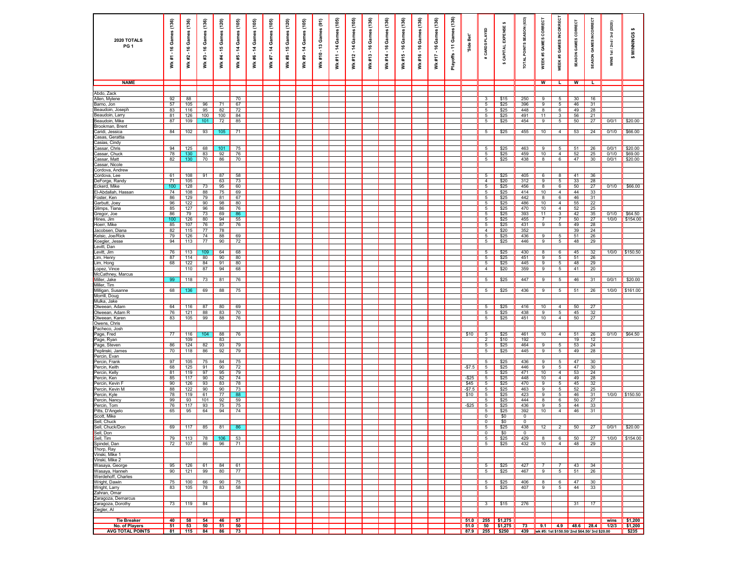| 2020 TOTALS PG 1 | Wk #1 - 16 Games (136) | Wk #2 - 16 Games (136) | Wk #3 - 16 Games (136) | Wk #4 - 15 Games (120) | Wk #5 - 14 Games (105) | Wk #6 - 14 Games (105) | Wk #7 - 14 Games (105) | Wk #8 - 15 Games (120) | Wk #9 - 14 Games (105) | Wk #10 - 13 Games (91) | Wk #11 - 14 Games (105) | Wk #12 - 14 Games (105) | Wk #13 - 16 Games (136) | Wk #14 - 16 Games (136) | Wk #15 - 16 Games (136) | Wk #16 - 16 Games (136) | Wk #17 - 16 Games (136) | Playoffs - 11 Games (136) | 'Side Bet' | # CARDS PLAYED | $ CAPITAL EXPENSE $ | TOTAL POINTS SEASON (633) | WEEK #5 GAMES CORRECT | WEEK #5 GAMES INCORRECT | SEASON GAMES CORRECT | SEASON GAMES INCORRECT | WINS 1st / 2nd / 3rd (2020) | $ WINNINGS $ |
|---|---|---|---|---|---|---|---|---|---|---|---|---|---|---|---|---|---|---|---|---|---|---|---|---|---|---|---|---|
| NAME | | | | | | | | | | | | | | | | | | | | | | | W | L | W | L | | |
| Abdo, Zack | | | | | | | | | | | | | | | | | | | | | | | | | | | | |
| Allen, Mylene | 92 | 88 | | | 70 | | | | | | | | | | | | | | | 3 | $15 | 250 | 9 | 5 | 30 | 16 | | |
| Barno, Jon | 57 | 105 | 96 | 71 | 67 | | | | | | | | | | | | | | | 5 | $25 | 396 | 9 | 5 | 46 | 31 | | |
| Beaudoin, Joseph | 83 | 116 | 95 | 82 | 72 | | | | | | | | | | | | | | | 5 | $25 | 448 | 8 | 6 | 49 | 28 | | |
| Beaudoin, Larry | 81 | 126 | 100 | 100 | 84 | | | | | | | | | | | | | | | 5 | $25 | 491 | 11 | 3 | 56 | 21 | | |
| Beaudoin, Mike | 87 | 109 | 101 | 72 | 85 | | | | | | | | | | | | | | | 5 | $25 | 454 | 9 | 5 | 50 | 27 | 0/0/1 | $20.00 |
| Brookman, Brent | | | | | | | | | | | | | | | | | | | | | | | | | | | | |
| Caridi, Jessica | 84 | 102 | 93 | 105 | 71 | | | | | | | | | | | | | | | 5 | $25 | 455 | 10 | 4 | 53 | 24 | 0/1/0 | $66.00 |
| Casas, Gerattia | | | | | | | | | | | | | | | | | | | | | | | | | | | | |
| Casias, Cindy | | | | | | | | | | | | | | | | | | | | | | | | | | | | |
| Cassar, Chris | 94 | 125 | 68 | 101 | 75 | | | | | | | | | | | | | | | 5 | $25 | 463 | 9 | 5 | 51 | 26 | 0/0/1 | $20.00 |
| Cassar, Chuck | 78 | 130 | 83 | 92 | 76 | | | | | | | | | | | | | | | 5 | $25 | 459 | 10 | 4 | 52 | 25 | 0/1/0 | $69.00 |
| Cassar, Matt | 82 | 130 | 70 | 86 | 70 | | | | | | | | | | | | | | | 5 | $25 | 438 | 8 | 6 | 47 | 30 | 0/0/1 | $20.00 |
| Cassar, Nicole | | | | | | | | | | | | | | | | | | | | | | | | | | | | |
| Cordova, Andrew | | | | | | | | | | | | | | | | | | | | | | | | | | | | |
| Cordova, Lee | 61 | 108 | 91 | 87 | 58 | | | | | | | | | | | | | | | 5 | $25 | 405 | 6 | 8 | 41 | 36 | | |
| DeForge, Randy | 71 | 105 | | 63 | 73 | | | | | | | | | | | | | | | 4 | $20 | 312 | 9 | 5 | 33 | 28 | | |
| Eckerd, Mike | 100 | 128 | 73 | 95 | 60 | | | | | | | | | | | | | | | 5 | $25 | 456 | 8 | 6 | 50 | 27 | 0/1/0 | $66.00 |
| El-Abdallah, Hassan | 74 | 108 | 88 | 75 | 69 | | | | | | | | | | | | | | | 5 | $25 | 414 | 10 | 4 | 44 | 33 | | |
| Foster, Ken | 86 | 129 | 79 | 81 | 67 | | | | | | | | | | | | | | | 5 | $25 | 442 | 8 | 6 | 46 | 31 | | |
| Garbutt, Joey | 96 | 122 | 90 | 98 | 80 | | | | | | | | | | | | | | | 5 | $25 | 486 | 10 | 4 | 55 | 22 | | |
| Glimps, Tiana | 85 | 127 | 96 | 86 | 76 | | | | | | | | | | | | | | | 5 | $25 | 470 | 10 | 4 | 52 | 25 | | |
| Gregor, Joe | 86 | 79 | 73 | 69 | 86 | | | | | | | | | | | | | | | 5 | $25 | 393 | 11 | 3 | 42 | 35 | 0/1/0 | $64.50 |
| Hines, Jim | 100 | 126 | 80 | 94 | 55 | | | | | | | | | | | | | | | 5 | $25 | 455 | 7 | 7 | 50 | 27 | 1/0/0 | $154.00 |
| Hoerr, Mike | 85 | 107 | 76 | 87 | 76 | | | | | | | | | | | | | | | 5 | $25 | 431 | 9 | 5 | 49 | 28 | | |
| Jacobsen, Diana | 82 | 115 | 77 | 78 | | | | | | | | | | | | | | | | 4 | $20 | 352 | | | 39 | 24 | | |
| Kelsic, Joe/Rick | 79 | 126 | 74 | 88 | 69 | | | | | | | | | | | | | | | 5 | $25 | 436 | 9 | 5 | 51 | 26 | | |
| Koegler, Jesse | 94 | 113 | 77 | 90 | 72 | | | | | | | | | | | | | | | 5 | $25 | 446 | 9 | 5 | 48 | 29 | | |
| Levitt, Dan | | | | | | | | | | | | | | | | | | | | | | | | | | | | |
| Levitt, Jim | 76 | 113 | 109 | 64 | 68 | | | | | | | | | | | | | | | 5 | $25 | 430 | 8 | 6 | 45 | 32 | 1/0/0 | $150.50 |
| Lim, Henry | 87 | 114 | 80 | 90 | 80 | | | | | | | | | | | | | | | 5 | $25 | 451 | 9 | 5 | 51 | 26 | | |
| Lim, Hong | 68 | 122 | 84 | 91 | 80 | | | | | | | | | | | | | | | 5 | $25 | 445 | 9 | 5 | 48 | 29 | | |
| Lopez, Vince | | 110 | 87 | 94 | 68 | | | | | | | | | | | | | | | 4 | $20 | 359 | 9 | 5 | 41 | 20 | | |
| McCathney, Marcus | | | | | | | | | | | | | | | | | | | | | | | | | | | | |
| Miller, Jake | 99 | 118 | 73 | 81 | 76 | | | | | | | | | | | | | | | 5 | $25 | 447 | 9 | 5 | 46 | 31 | 0/0/1 | $20.00 |
| Miller, Tim | | | | | | | | | | | | | | | | | | | | | | | | | | | | |
| Milligan, Susanne | 68 | 136 | 69 | 88 | 75 | | | | | | | | | | | | | | | 5 | $25 | 436 | 9 | 5 | 51 | 26 | 1/0/0 | $161.00 |
| Morrill, Doug | | | | | | | | | | | | | | | | | | | | | | | | | | | | |
| Mulka, Jake | | | | | | | | | | | | | | | | | | | | | | | | | | | | |
| Olweean, Adam | 64 | 116 | 87 | 80 | 69 | | | | | | | | | | | | | | | 5 | $25 | 416 | 10 | 4 | 50 | 27 | | |
| Olweean, Adam R | 76 | 121 | 88 | 83 | 70 | | | | | | | | | | | | | | | 5 | $25 | 438 | 9 | 5 | 45 | 32 | | |
| Olweean, Karen | 83 | 105 | 99 | 88 | 76 | | | | | | | | | | | | | | | 5 | $25 | 451 | 10 | 4 | 50 | 27 | | |
| Owens, Chris | | | | | | | | | | | | | | | | | | | | | | | | | | | | |
| Pacheco, Josh | | | | | | | | | | | | | | | | | | | | | | | | | | | | |
| Page, Fred | 77 | 116 | 104 | 88 | 76 | | | | | | | | | | | | | | $10 | 5 | $25 | 461 | 10 | 4 | 51 | 26 | 0/1/0 | $64.50 |
| Page, Ryan | | 109 | | 83 | | | | | | | | | | | | | | | | 2 | $10 | 192 | | | 19 | 12 | | |
| Page, Steven | 86 | 124 | 82 | 93 | 79 | | | | | | | | | | | | | | | 5 | $25 | 464 | 9 | 5 | 53 | 24 | | |
| Peplinski, James | 70 | 118 | 86 | 92 | 79 | | | | | | | | | | | | | | | 5 | $25 | 445 | 9 | 5 | 49 | 28 | | |
| Percin, Evan | | | | | | | | | | | | | | | | | | | | | | | | | | | | |
| Percin, Frank | 97 | 105 | 75 | 84 | 75 | | | | | | | | | | | | | | | 5 | $25 | 436 | 9 | 5 | 47 | 30 | | |
| Percin, Keith | 68 | 125 | 91 | 90 | 72 | | | | | | | | | | | | | | -$7.5 | 5 | $25 | 446 | 9 | 5 | 47 | 30 | | |
| Percin, Kelly | 81 | 119 | 97 | 95 | 79 | | | | | | | | | | | | | | | 5 | $25 | 471 | 10 | 4 | 53 | 24 | | |
| Percin, Ken | 85 | 117 | 90 | 82 | 74 | | | | | | | | | | | | | | -$25 | 5 | $25 | 448 | 10 | 4 | 49 | 28 | | |
| Percin, Kevin F | 90 | 126 | 93 | 83 | 78 | | | | | | | | | | | | | | $45 | 5 | $25 | 470 | 9 | 5 | 45 | 32 | | |
| Percin, Kevin M | 88 | 122 | 90 | 90 | 73 | | | | | | | | | | | | | | -$7.5 | 5 | $25 | 463 | 9 | 5 | 52 | 25 | | |
| Percin, Kyle | 78 | 119 | 61 | 77 | 88 | | | | | | | | | | | | | | $10 | 5 | $25 | 423 | 9 | 5 | 46 | 31 | 1/0/0 | $150.50 |
| Percin, Nancy | 99 | 93 | 101 | 92 | 59 | | | | | | | | | | | | | | | 5 | $25 | 444 | 8 | 6 | 50 | 27 | | |
| Percin, Tom | 76 | 117 | 93 | 75 | 75 | | | | | | | | | | | | | | -$25 | 5 | $25 | 436 | 9 | 5 | 44 | 33 | | |
| Pitts, D'Angelo | 65 | 95 | 64 | 94 | 74 | | | | | | | | | | | | | | | 5 | $25 | 392 | 10 | 4 | 46 | 31 | | |
| Scott, Mike | | | | | | | | | | | | | | | | | | | | 0 | $0 | 0 | | | | | | |
| Sell, Chuck | | | | | | | | | | | | | | | | | | | | 0 | $0 | 0 | | | | | | |
| Sell, Chuck/Don | 69 | 117 | 85 | 81 | 86 | | | | | | | | | | | | | | | 5 | $25 | 438 | 12 | 2 | 50 | 27 | 0/0/1 | $20.00 |
| Sell, Don | | | | | | | | | | | | | | | | | | | | 0 | $0 | 0 | | | | | | |
| Sell, Tim | 79 | 113 | 78 | 106 | 53 | | | | | | | | | | | | | | | 5 | $25 | 429 | 8 | 6 | 50 | 27 | 1/0/0 | $154.00 |
| Spindel, Dan | 72 | 107 | 86 | 96 | 71 | | | | | | | | | | | | | | | 5 | $25 | 432 | 10 | 4 | 48 | 29 | | |
| Thorp, Ray | | | | | | | | | | | | | | | | | | | | | | | | | | | | |
| Vinski, Mike 1 | | | | | | | | | | | | | | | | | | | | | | | | | | | | |
| Vinski, Mike 2 | | | | | | | | | | | | | | | | | | | | | | | | | | | | |
| Wasaya, George | 95 | 126 | 61 | 84 | 61 | | | | | | | | | | | | | | | 5 | $25 | 427 | 7 | 7 | 43 | 34 | | |
| Wasaya, Hanneh | 90 | 121 | 99 | 80 | 77 | | | | | | | | | | | | | | | 5 | $25 | 467 | 9 | 5 | 51 | 26 | | |
| Werdehoff, Charles | | | | | | | | | | | | | | | | | | | | | | | | | | | | |
| Wright, Dawin | 75 | 100 | 66 | 90 | 75 | | | | | | | | | | | | | | | 5 | $25 | 406 | 8 | 6 | 47 | 30 | | |
| Wright, Larry | 83 | 105 | 78 | 83 | 58 | | | | | | | | | | | | | | | 5 | $25 | 407 | 9 | 5 | 44 | 33 | | |
| Zahran, Omar | | | | | | | | | | | | | | | | | | | | | | | | | | | | |
| Zaragoza, Demarcus | | | | | | | | | | | | | | | | | | | | | | | | | | | | |
| Zaragoza, Dorothy | 73 | 119 | 84 | | | | | | | | | | | | | | | | | 3 | $15 | 276 | | | 31 | 17 | | |
| Ziegler, Al | | | | | | | | | | | | | | | | | | | | | | | | | | | | |
| **Tie Breaker** | 40 | 58 | 54 | 46 | 57 | | | | | | | | | | | | | | 51.0 | 255 | $1,275 | | | | | | wins | $1,200 |
| **No. of Players** | 51 | 53 | 50 | 51 | 50 | | | | | | | | | | | | | | 51.0 | 50 | $1,275 | 73 | 9.1 | 4.9 | 48.6 | 28.4 | 1/2/3 | $1,200 |
| **AVG TOTAL POINTS** | 81 | 115 | 84 | 86 | 73 | | | | | | | | | | | | | | 87.9 | 255 | $250 | 439 | wk #5: 1st $150.50/ 2nd $64.50/ 3rd $20.00 | | | | | $235 |